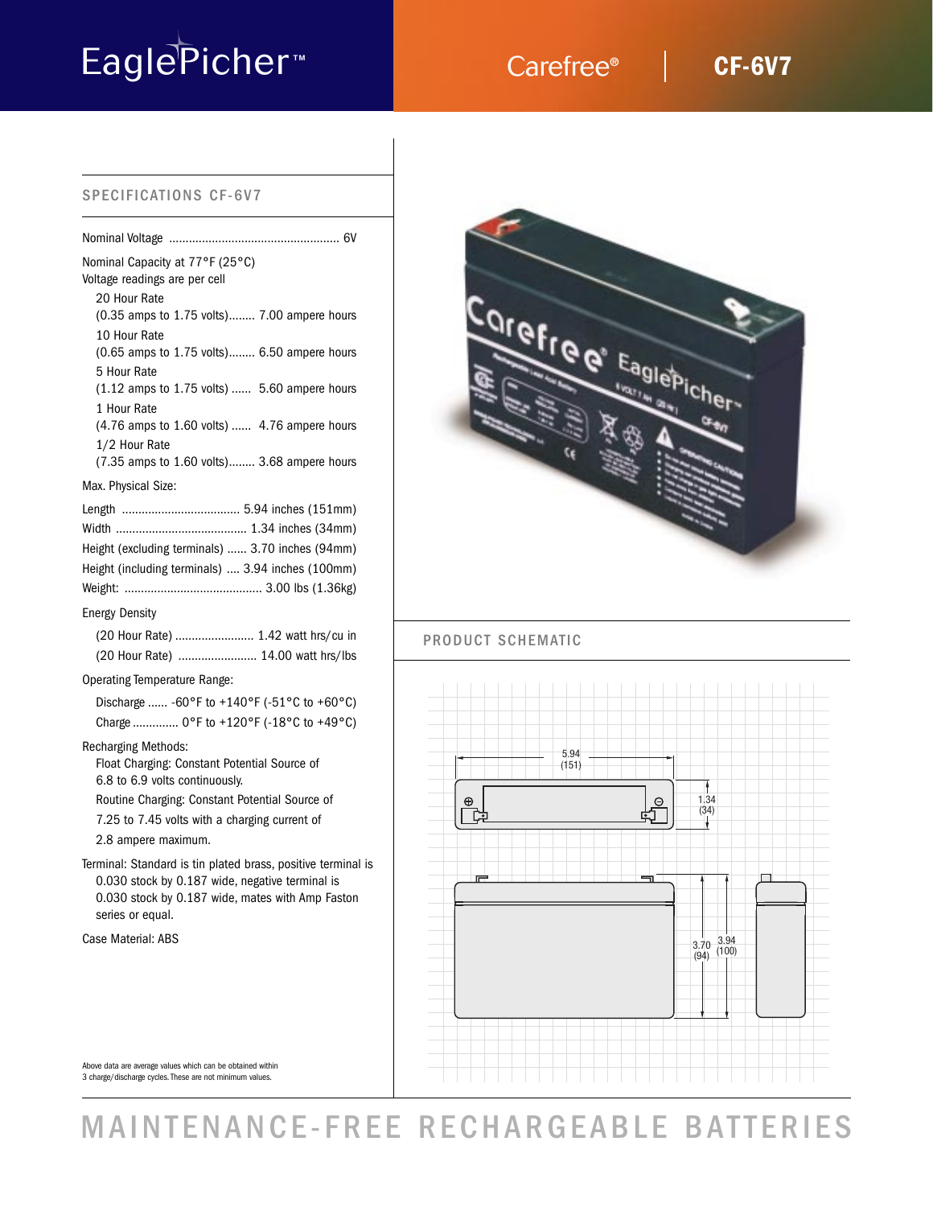# EaglePicher™

Carefree® | **CF-6V7**

## SPECIFICATIONS CF-6V7

Nominal Voltage .................................................... 6V

Nominal Capacity at 77°F (25°C)
Voltage readings are per cell

- 20 Hour Rate
  (0.35 amps to 1.75 volts)........ 7.00 ampere hours
- 10 Hour Rate
  (0.65 amps to 1.75 volts)........ 6.50 ampere hours
- 5 Hour Rate
  (1.12 amps to 1.75 volts) ...... 5.60 ampere hours
- 1 Hour Rate
  (4.76 amps to 1.60 volts) ...... 4.76 ampere hours
- 1/2 Hour Rate
  (7.35 amps to 1.60 volts)........ 3.68 ampere hours

Max. Physical Size:

Length .................................... 5.94 inches (151mm)
Width ........................................ 1.34 inches (34mm)
Height (excluding terminals) ...... 3.70 inches (94mm)
Height (including terminals) .... 3.94 inches (100mm)
Weight: .......................................... 3.00 lbs (1.36kg)

Energy Density

- (20 Hour Rate) ........................ 1.42 watt hrs/cu in
- (20 Hour Rate) ........................ 14.00 watt hrs/lbs

Operating Temperature Range:

- Discharge ...... -60°F to +140°F (-51°C to +60°C)
- Charge ............. 0°F to +120°F (-18°C to +49°C)

Recharging Methods:

- Float Charging: Constant Potential Source of 6.8 to 6.9 volts continuously.
- Routine Charging: Constant Potential Source of 7.25 to 7.45 volts with a charging current of 2.8 ampere maximum.

Terminal: Standard is tin plated brass, positive terminal is 0.030 stock by 0.187 wide, negative terminal is 0.030 stock by 0.187 wide, mates with Amp Faston series or equal.

Case Material: ABS

Above data are average values which can be obtained within 3 charge/discharge cycles. These are not minimum values.

## PRODUCT SCHEMATIC

5.94 (151)
1.34 (34)
3.70 (94)
3.94 (100)

# MAINTENANCE-FREE RECHARGEABLE BATTERIES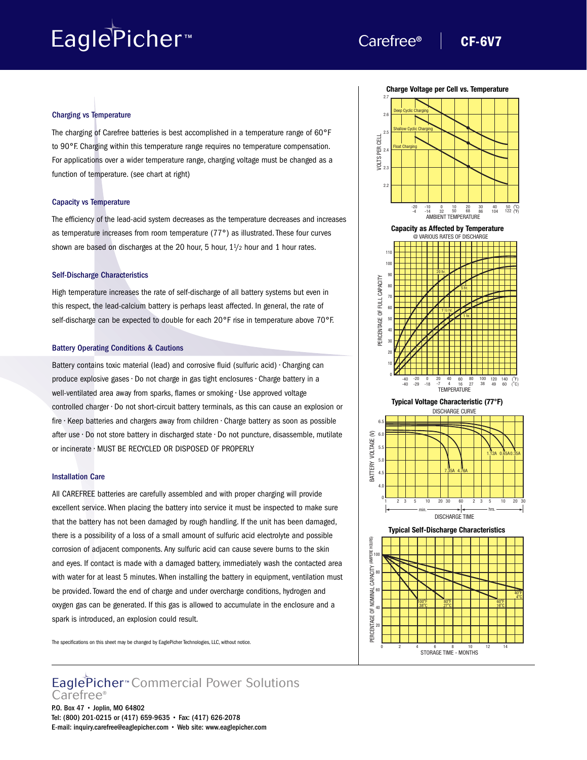# EaglePicher™ Carefree® CF-6V7

### Charging vs Temperature

The charging of Carefree batteries is best accomplished in a temperature range of 60°F to 90°F. Charging within this temperature range requires no temperature compensation. For applications over a wider temperature range, charging voltage must be changed as a function of temperature. (see chart at right)

### Capacity vs Temperature

The efficiency of the lead-acid system decreases as the temperature decreases and increases as temperature increases from room temperature (77°) as illustrated. These four curves shown are based on discharges at the 20 hour, 5 hour, 1½ hour and 1 hour rates.

### Self-Discharge Characteristics

High temperature increases the rate of self-discharge of all battery systems but even in this respect, the lead-calcium battery is perhaps least affected. In general, the rate of self-discharge can be expected to double for each 20°F rise in temperature above 70°F.

### Battery Operating Conditions & Cautions

Battery contains toxic material (lead) and corrosive fluid (sulfuric acid) · Charging can produce explosive gases · Do not charge in gas tight enclosures · Charge battery in a well-ventilated area away from sparks, flames or smoking · Use approved voltage controlled charger · Do not short-circuit battery terminals, as this can cause an explosion or fire · Keep batteries and chargers away from children · Charge battery as soon as possible after use · Do not store battery in discharged state · Do not puncture, disassemble, mutilate or incinerate · MUST BE RECYCLED OR DISPOSED OF PROPERLY

### Installation Care

All CAREFREE batteries are carefully assembled and with proper charging will provide excellent service. When placing the battery into service it must be inspected to make sure that the battery has not been damaged by rough handling. If the unit has been damaged, there is a possibility of a loss of a small amount of sulfuric acid electrolyte and possible corrosion of adjacent components. Any sulfuric acid can cause severe burns to the skin and eyes. If contact is made with a damaged battery, immediately wash the contacted area with water for at least 5 minutes. When installing the battery in equipment, ventilation must be provided. Toward the end of charge and under overcharge conditions, hydrogen and oxygen gas can be generated. If this gas is allowed to accumulate in the enclosure and a spark is introduced, an explosion could result.

The specifications on this sheet may be changed by EaglePicher Technologies, LLC, without notice.

**Charge Voltage per Cell vs. Temperature**

VOLTS PER CELL: 2.7, 2.6, 2.5, 2.4, 2.3, 2.2

Deep Cyclic Charging
Shallow Cyclic Charging
Float Charging

-20 -10 0 10 20 30 40 50 (°C)
-4 14 32 50 68 86 104 122 (°F)
AMBIENT TEMPERATURE

**Capacity as Affected by Temperature**
@ VARIOUS RATES OF DISCHARGE

PERCENTAGE OF FULL CAPACITY: 110, 100, 90, 80, 70, 60, 50, 40, 30, 20, 10, 0

20 hr.
5 hr.
1½ hr.
1 hr.

-40 -20 0 20 40 60 80 100 120 140 (°F)
-40 -29 -18 -7 4 16 27 38 49 60 (°C)
TEMPERATURE

**Typical Voltage Characteristic (77°F)**
DISCHARGE CURVE

BATTERY VOLTAGE (V): 6.5, 6.0, 5.5, 5.0, 4.5, 4.0, 0

1.12A 0.65A 0.35A
7.35A 4.76A

1 2 3 5 10 20 30 60 2 3 5 10 20 30
min. hrs.
DISCHARGE TIME

**Typical Self-Discharge Characteristics**

PERCENTAGE OF NOMINAL CAPACITY (AMPERE HOURS): 100, 80, 60, 40, 20

100°F 38°C
80°F 27°C
60°F 16°C
40°F 4°C

0 2 4 6 8 10 12 14
STORAGE TIME - MONTHS

EaglePicher™ Commercial Power Solutions
Carefree®

P.O. Box 47 • Joplin, MO 64802
Tel: (800) 201-0215 or (417) 659-9635 • Fax: (417) 626-2078
E-mail: inquiry.carefree@eaglepicher.com • Web site: www.eaglepicher.com